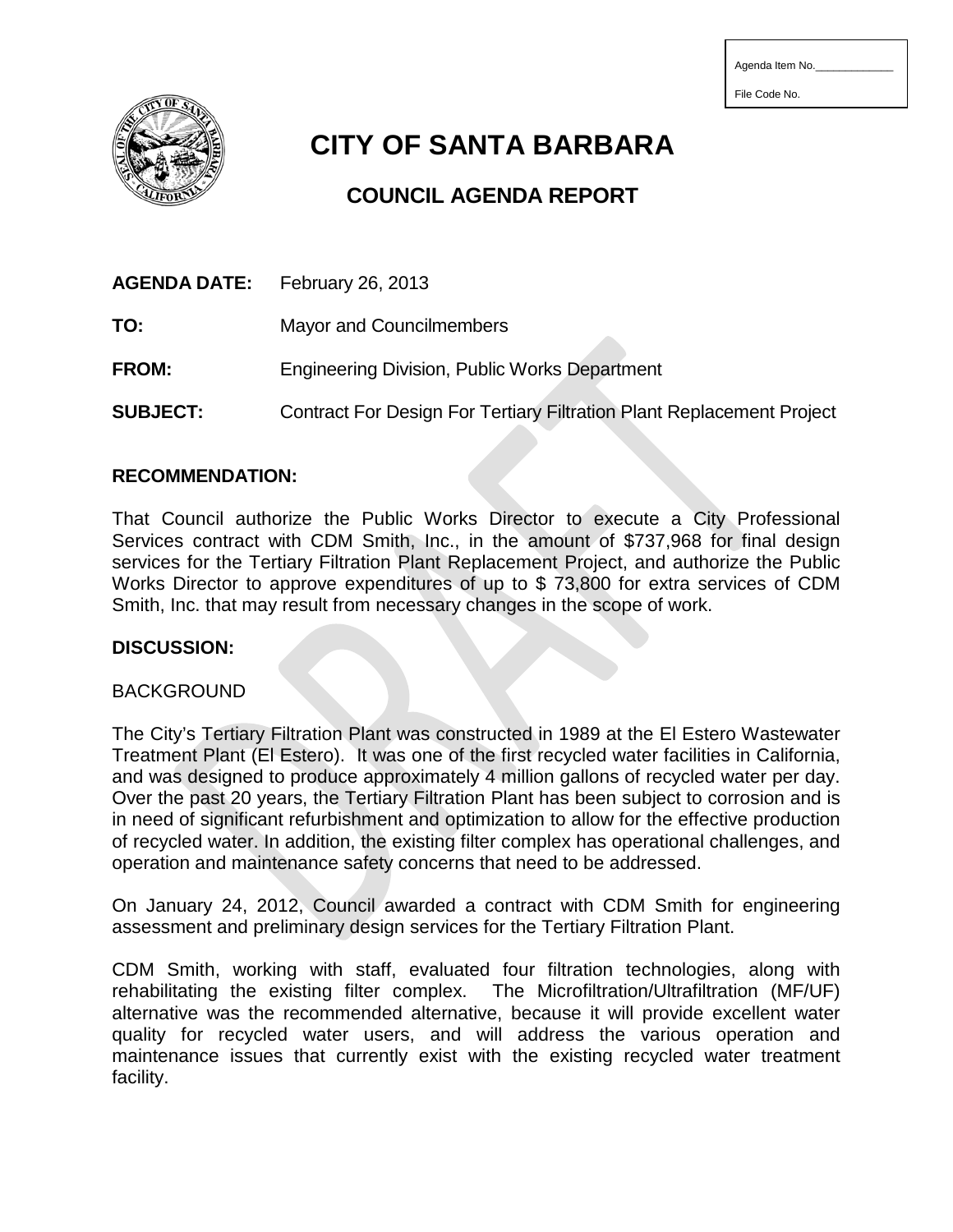Agenda Item No.\_\_\_\_\_\_\_\_\_\_\_\_\_

File Code No.

# CITY OF SANTA BARBARA

## COUNCIL AGENDA REPORT

**AGENDA DATE:** February 26, 2013

**TO:** Mayor and Councilmembers

**FROM:** Engineering Division, Public Works Department

**SUBJECT:** Contract For Design For Tertiary Filtration Plant Replacement Project

**RECOMMENDATION:**

That Council authorize the Public Works Director to execute a City Professional Services contract with CDM Smith, Inc., in the amount of $737,968 for final design services for the Tertiary Filtration Plant Replacement Project, and authorize the Public Works Director to approve expenditures of up to $ 73,800 for extra services of CDM Smith, Inc. that may result from necessary changes in the scope of work.

**DISCUSSION:**

BACKGROUND

The City's Tertiary Filtration Plant was constructed in 1989 at the El Estero Wastewater Treatment Plant (El Estero). It was one of the first recycled water facilities in California, and was designed to produce approximately 4 million gallons of recycled water per day. Over the past 20 years, the Tertiary Filtration Plant has been subject to corrosion and is in need of significant refurbishment and optimization to allow for the effective production of recycled water. In addition, the existing filter complex has operational challenges, and operation and maintenance safety concerns that need to be addressed.

On January 24, 2012, Council awarded a contract with CDM Smith for engineering assessment and preliminary design services for the Tertiary Filtration Plant.

CDM Smith, working with staff, evaluated four filtration technologies, along with rehabilitating the existing filter complex. The Microfiltration/Ultrafiltration (MF/UF) alternative was the recommended alternative, because it will provide excellent water quality for recycled water users, and will address the various operation and maintenance issues that currently exist with the existing recycled water treatment facility.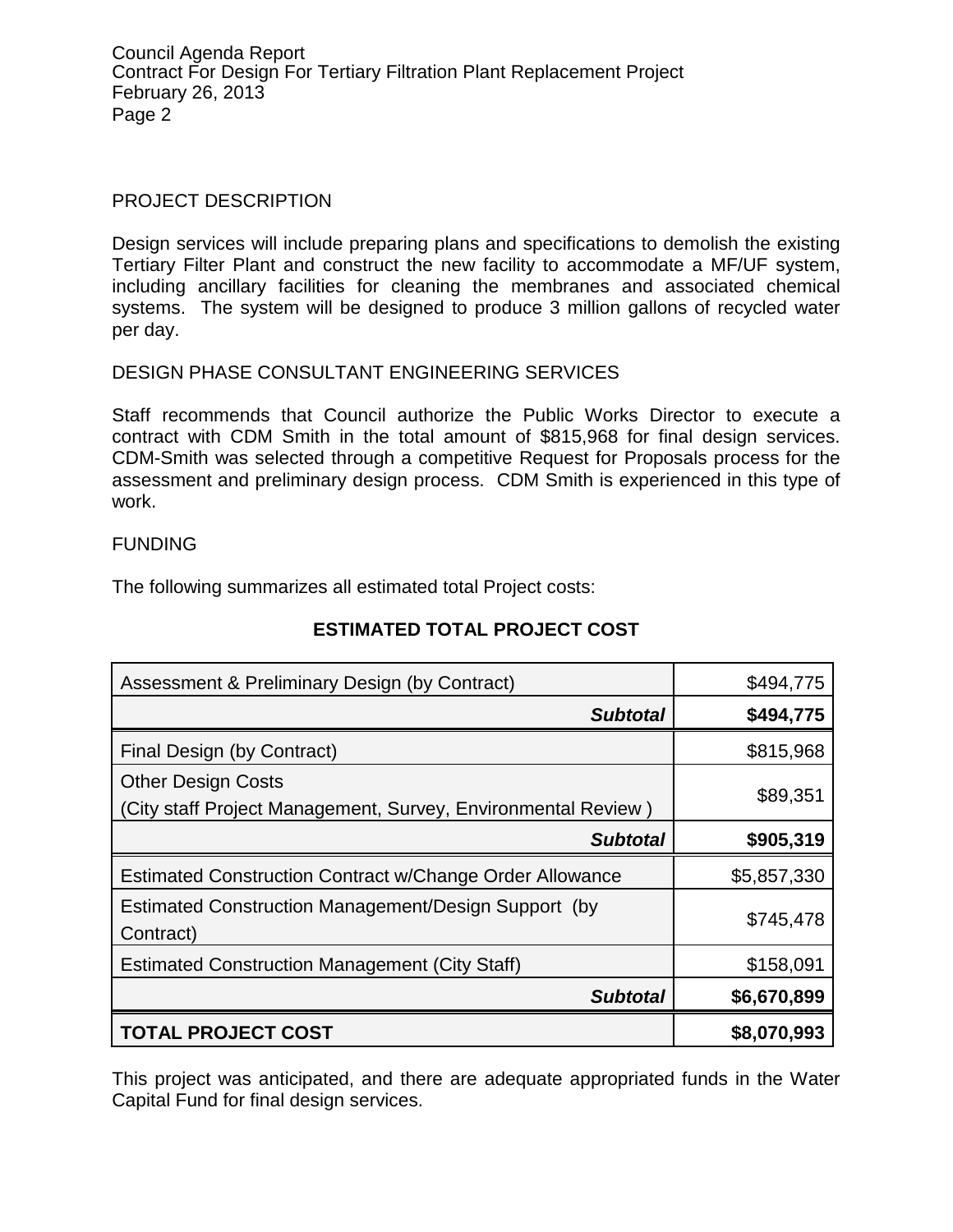## PROJECT DESCRIPTION

Design services will include preparing plans and specifications to demolish the existing Tertiary Filter Plant and construct the new facility to accommodate a MF/UF system, including ancillary facilities for cleaning the membranes and associated chemical systems. The system will be designed to produce 3 million gallons of recycled water per day.

## DESIGN PHASE CONSULTANT ENGINEERING SERVICES

Staff recommends that Council authorize the Public Works Director to execute a contract with CDM Smith in the total amount of $815,968 for final design services. CDM-Smith was selected through a competitive Request for Proposals process for the assessment and preliminary design process. CDM Smith is experienced in this type of work.

## FUNDING

The following summarizes all estimated total Project costs:

**ESTIMATED TOTAL PROJECT COST**

| Item | Cost |
|---|---|
| Assessment & Preliminary Design (by Contract) | $494,775 |
| ***Subtotal*** | **$494,775** |
| Final Design (by Contract) | $815,968 |
| Other Design Costs<br>(City staff Project Management, Survey, Environmental Review ) | $89,351 |
| ***Subtotal*** | **$905,319** |
| Estimated Construction Contract w/Change Order Allowance | $5,857,330 |
| Estimated Construction Management/Design Support (by Contract) | $745,478 |
| Estimated Construction Management (City Staff) | $158,091 |
| ***Subtotal*** | **$6,670,899** |
| **TOTAL PROJECT COST** | **$8,070,993** |

This project was anticipated, and there are adequate appropriated funds in the Water Capital Fund for final design services.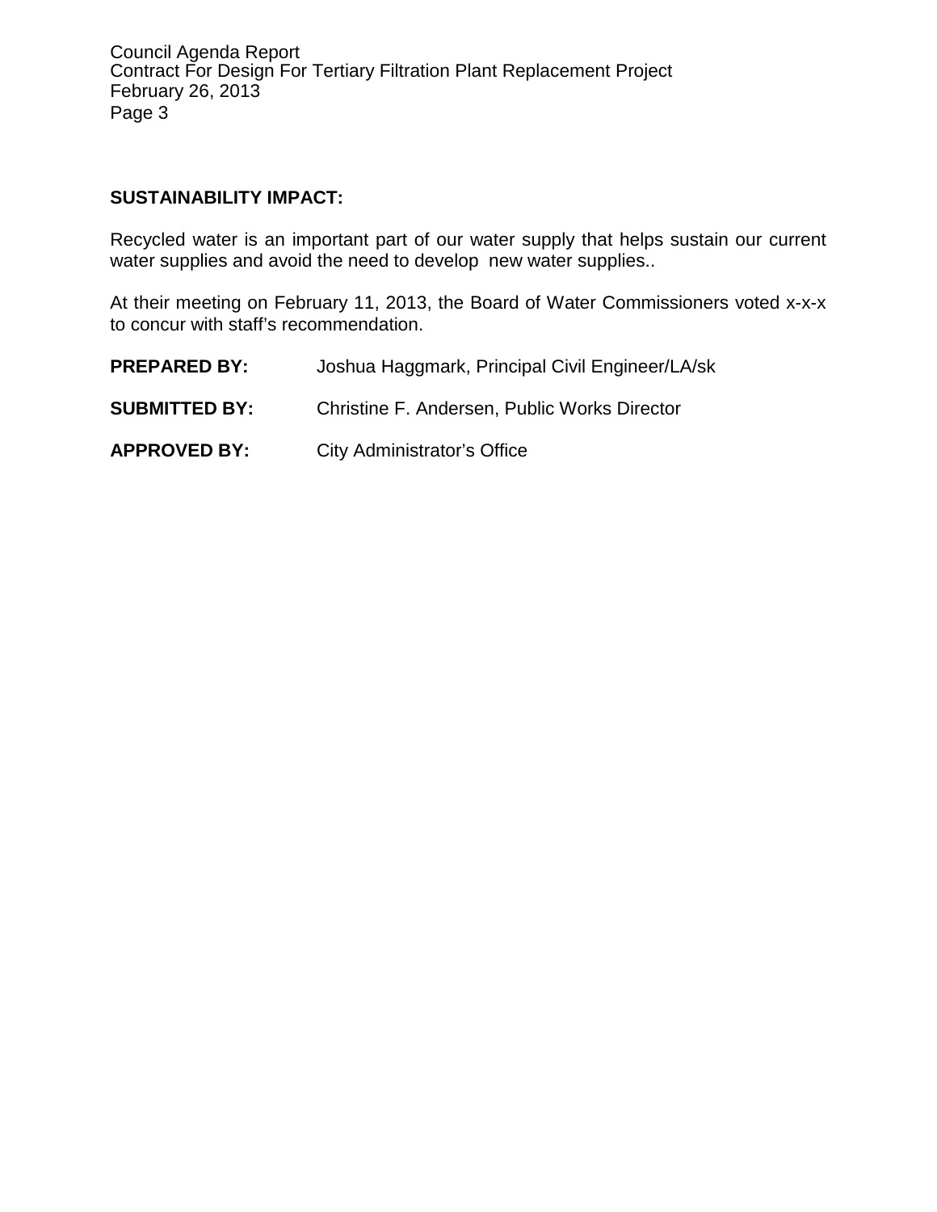**SUSTAINABILITY IMPACT:**

Recycled water is an important part of our water supply that helps sustain our current water supplies and avoid the need to develop new water supplies..

At their meeting on February 11, 2013, the Board of Water Commissioners voted x-x-x to concur with staff's recommendation.

**PREPARED BY:** Joshua Haggmark, Principal Civil Engineer/LA/sk

**SUBMITTED BY:** Christine F. Andersen, Public Works Director

**APPROVED BY:** City Administrator's Office